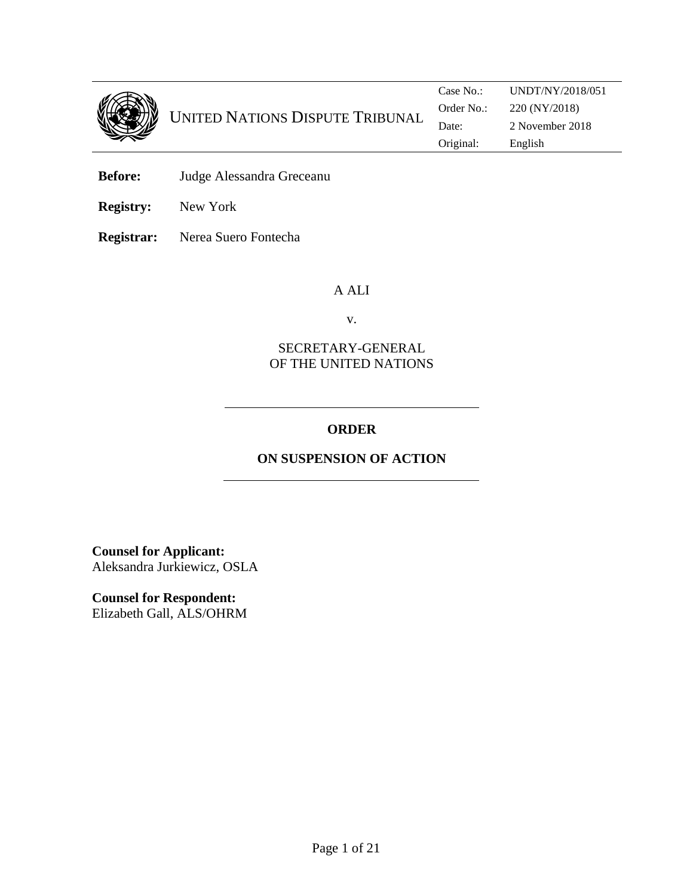UNITED NATIONS DISPUTE TRIBUNAL

| | |
|---|---|
| Case No.: | UNDT/NY/2018/051 |
| Order No.: | 220 (NY/2018) |
| Date: | 2 November 2018 |
| Original: | English |

**Before:** Judge Alessandra Greceanu

**Registry:** New York

**Registrar:** Nerea Suero Fontecha

A ALI

v.

SECRETARY-GENERAL
OF THE UNITED NATIONS

---

**ORDER**

**ON SUSPENSION OF ACTION**

---

**Counsel for Applicant:**
Aleksandra Jurkiewicz, OSLA

**Counsel for Respondent:**
Elizabeth Gall, ALS/OHRM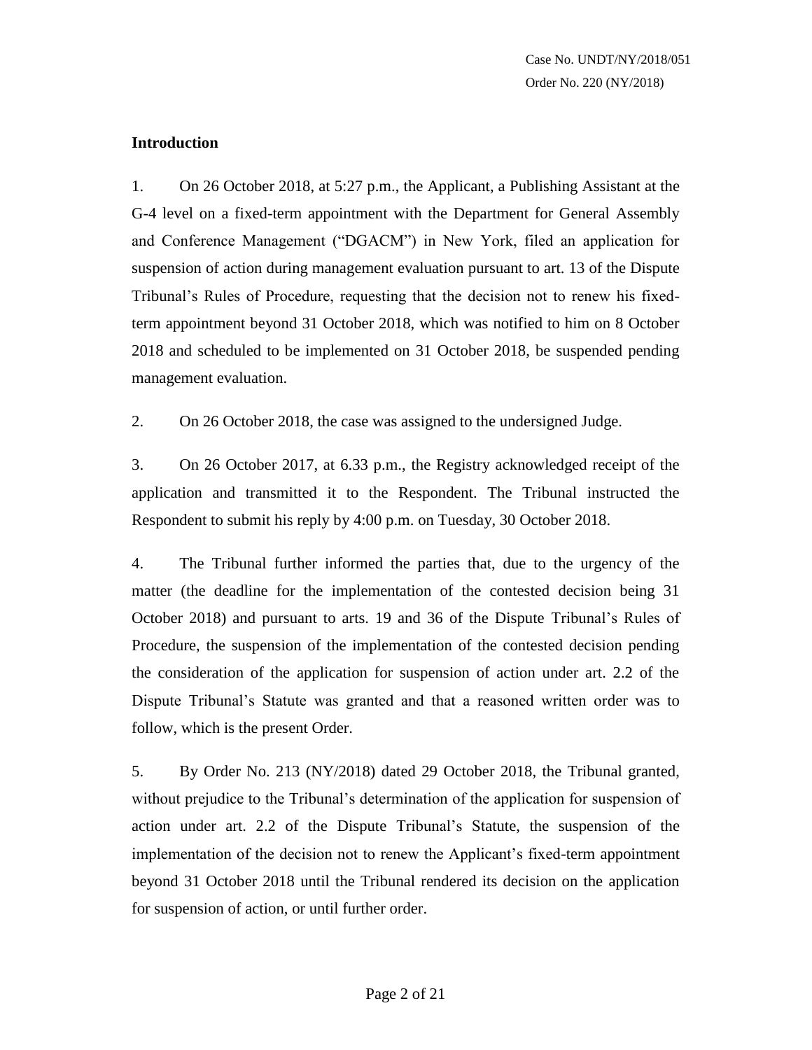## Introduction

1. On 26 October 2018, at 5:27 p.m., the Applicant, a Publishing Assistant at the G-4 level on a fixed-term appointment with the Department for General Assembly and Conference Management ("DGACM") in New York, filed an application for suspension of action during management evaluation pursuant to art. 13 of the Dispute Tribunal's Rules of Procedure, requesting that the decision not to renew his fixed-term appointment beyond 31 October 2018, which was notified to him on 8 October 2018 and scheduled to be implemented on 31 October 2018, be suspended pending management evaluation.

2. On 26 October 2018, the case was assigned to the undersigned Judge.

3. On 26 October 2017, at 6.33 p.m., the Registry acknowledged receipt of the application and transmitted it to the Respondent. The Tribunal instructed the Respondent to submit his reply by 4:00 p.m. on Tuesday, 30 October 2018.

4. The Tribunal further informed the parties that, due to the urgency of the matter (the deadline for the implementation of the contested decision being 31 October 2018) and pursuant to arts. 19 and 36 of the Dispute Tribunal's Rules of Procedure, the suspension of the implementation of the contested decision pending the consideration of the application for suspension of action under art. 2.2 of the Dispute Tribunal's Statute was granted and that a reasoned written order was to follow, which is the present Order.

5. By Order No. 213 (NY/2018) dated 29 October 2018, the Tribunal granted, without prejudice to the Tribunal's determination of the application for suspension of action under art. 2.2 of the Dispute Tribunal's Statute, the suspension of the implementation of the decision not to renew the Applicant's fixed-term appointment beyond 31 October 2018 until the Tribunal rendered its decision on the application for suspension of action, or until further order.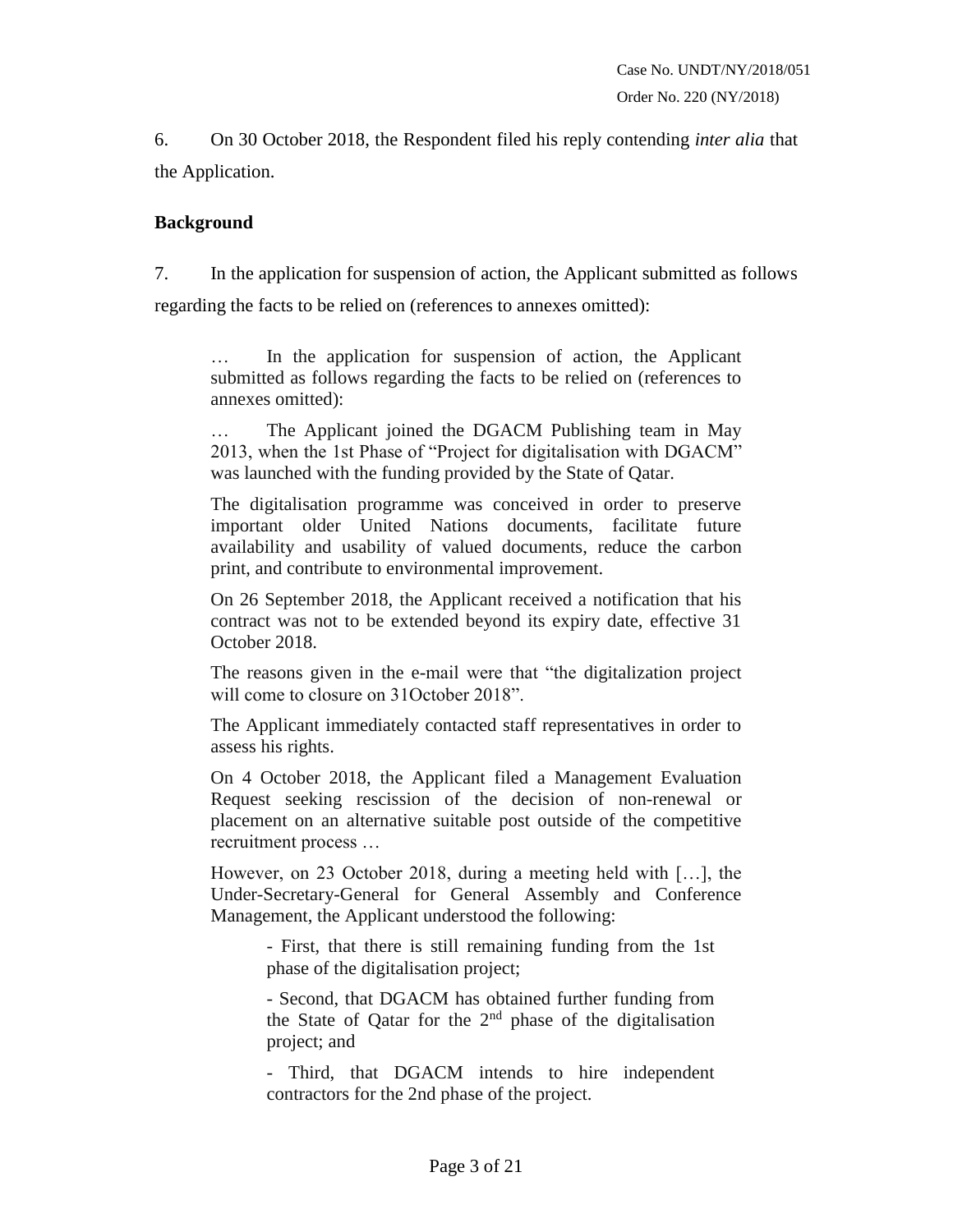6. On 30 October 2018, the Respondent filed his reply contending *inter alia* that the Application.

**Background**

7. In the application for suspension of action, the Applicant submitted as follows regarding the facts to be relied on (references to annexes omitted):

> … In the application for suspension of action, the Applicant submitted as follows regarding the facts to be relied on (references to annexes omitted):
>
> … The Applicant joined the DGACM Publishing team in May 2013, when the 1st Phase of "Project for digitalisation with DGACM" was launched with the funding provided by the State of Qatar.
>
> The digitalisation programme was conceived in order to preserve important older United Nations documents, facilitate future availability and usability of valued documents, reduce the carbon print, and contribute to environmental improvement.
>
> On 26 September 2018, the Applicant received a notification that his contract was not to be extended beyond its expiry date, effective 31 October 2018.
>
> The reasons given in the e-mail were that "the digitalization project will come to closure on 31October 2018".
>
> The Applicant immediately contacted staff representatives in order to assess his rights.
>
> On 4 October 2018, the Applicant filed a Management Evaluation Request seeking rescission of the decision of non-renewal or placement on an alternative suitable post outside of the competitive recruitment process …
>
> However, on 23 October 2018, during a meeting held with […], the Under-Secretary-General for General Assembly and Conference Management, the Applicant understood the following:
>
> > - First, that there is still remaining funding from the 1st phase of the digitalisation project;
> >
> > - Second, that DGACM has obtained further funding from the State of Qatar for the 2nd phase of the digitalisation project; and
> >
> > - Third, that DGACM intends to hire independent contractors for the 2nd phase of the project.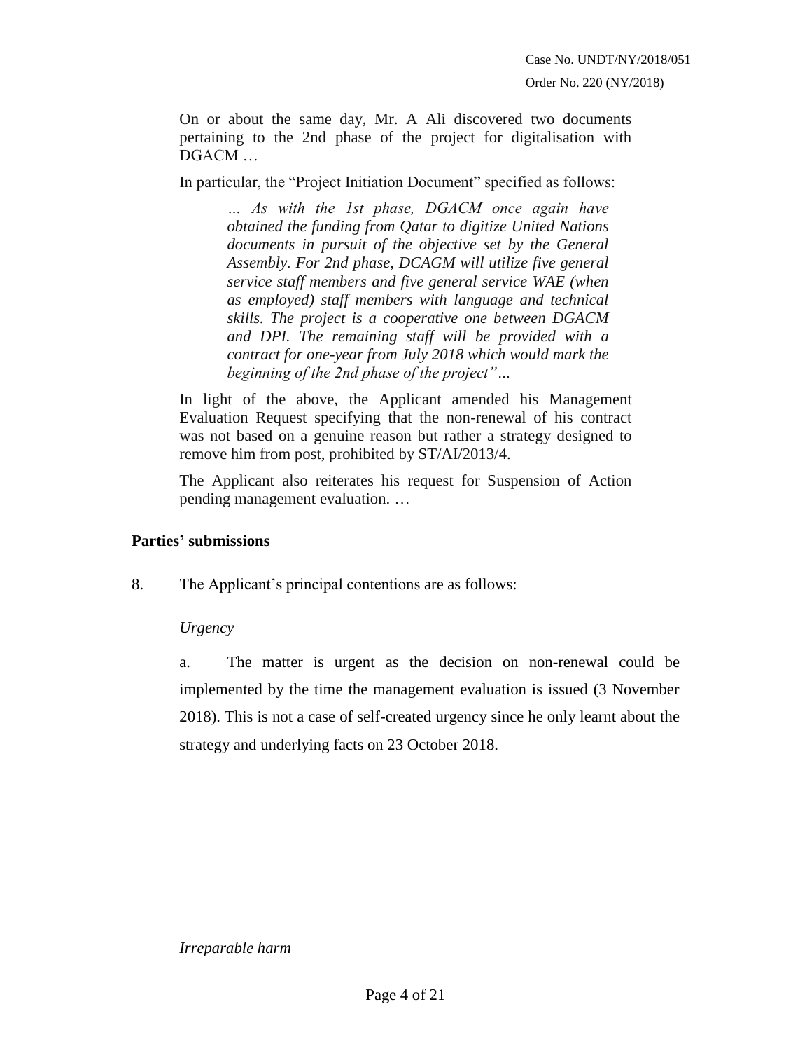On or about the same day, Mr. A Ali discovered two documents pertaining to the 2nd phase of the project for digitalisation with DGACM …

In particular, the "Project Initiation Document" specified as follows:

> *… As with the 1st phase, DGACM once again have obtained the funding from Qatar to digitize United Nations documents in pursuit of the objective set by the General Assembly. For 2nd phase, DCAGM will utilize five general service staff members and five general service WAE (when as employed) staff members with language and technical skills. The project is a cooperative one between DGACM and DPI. The remaining staff will be provided with a contract for one-year from July 2018 which would mark the beginning of the 2nd phase of the project"…*

In light of the above, the Applicant amended his Management Evaluation Request specifying that the non-renewal of his contract was not based on a genuine reason but rather a strategy designed to remove him from post, prohibited by ST/AI/2013/4.

The Applicant also reiterates his request for Suspension of Action pending management evaluation. …

## Parties' submissions

8. The Applicant's principal contentions are as follows:

*Urgency*

a. The matter is urgent as the decision on non-renewal could be implemented by the time the management evaluation is issued (3 November 2018). This is not a case of self-created urgency since he only learnt about the strategy and underlying facts on 23 October 2018.

*Irreparable harm*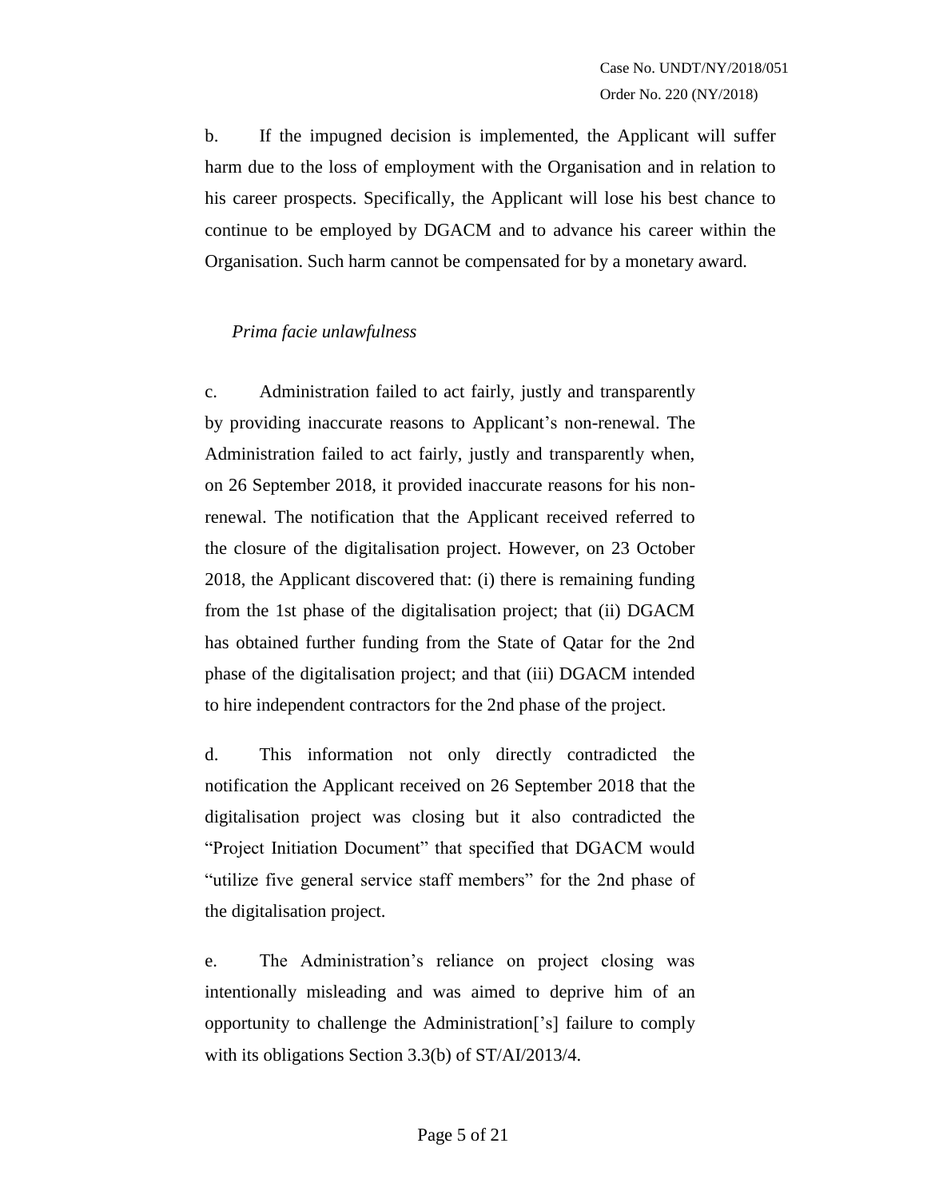b. If the impugned decision is implemented, the Applicant will suffer harm due to the loss of employment with the Organisation and in relation to his career prospects. Specifically, the Applicant will lose his best chance to continue to be employed by DGACM and to advance his career within the Organisation. Such harm cannot be compensated for by a monetary award.

*Prima facie unlawfulness*

c. Administration failed to act fairly, justly and transparently by providing inaccurate reasons to Applicant's non-renewal. The Administration failed to act fairly, justly and transparently when, on 26 September 2018, it provided inaccurate reasons for his non-renewal. The notification that the Applicant received referred to the closure of the digitalisation project. However, on 23 October 2018, the Applicant discovered that: (i) there is remaining funding from the 1st phase of the digitalisation project; that (ii) DGACM has obtained further funding from the State of Qatar for the 2nd phase of the digitalisation project; and that (iii) DGACM intended to hire independent contractors for the 2nd phase of the project.

d. This information not only directly contradicted the notification the Applicant received on 26 September 2018 that the digitalisation project was closing but it also contradicted the "Project Initiation Document" that specified that DGACM would "utilize five general service staff members" for the 2nd phase of the digitalisation project.

e. The Administration's reliance on project closing was intentionally misleading and was aimed to deprive him of an opportunity to challenge the Administration['s] failure to comply with its obligations Section 3.3(b) of ST/AI/2013/4.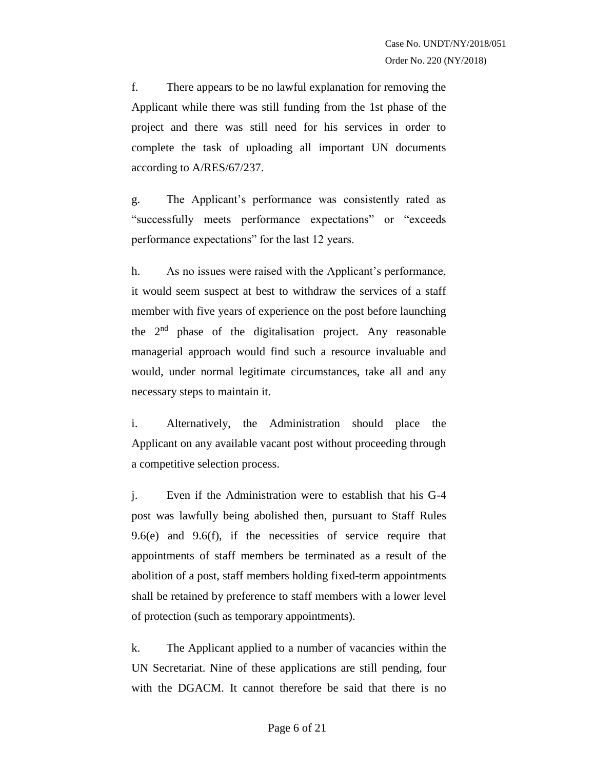f. There appears to be no lawful explanation for removing the Applicant while there was still funding from the 1st phase of the project and there was still need for his services in order to complete the task of uploading all important UN documents according to A/RES/67/237.

g. The Applicant's performance was consistently rated as "successfully meets performance expectations" or "exceeds performance expectations" for the last 12 years.

h. As no issues were raised with the Applicant's performance, it would seem suspect at best to withdraw the services of a staff member with five years of experience on the post before launching the 2nd phase of the digitalisation project. Any reasonable managerial approach would find such a resource invaluable and would, under normal legitimate circumstances, take all and any necessary steps to maintain it.

i. Alternatively, the Administration should place the Applicant on any available vacant post without proceeding through a competitive selection process.

j. Even if the Administration were to establish that his G-4 post was lawfully being abolished then, pursuant to Staff Rules 9.6(e) and 9.6(f), if the necessities of service require that appointments of staff members be terminated as a result of the abolition of a post, staff members holding fixed-term appointments shall be retained by preference to staff members with a lower level of protection (such as temporary appointments).

k. The Applicant applied to a number of vacancies within the UN Secretariat. Nine of these applications are still pending, four with the DGACM. It cannot therefore be said that there is no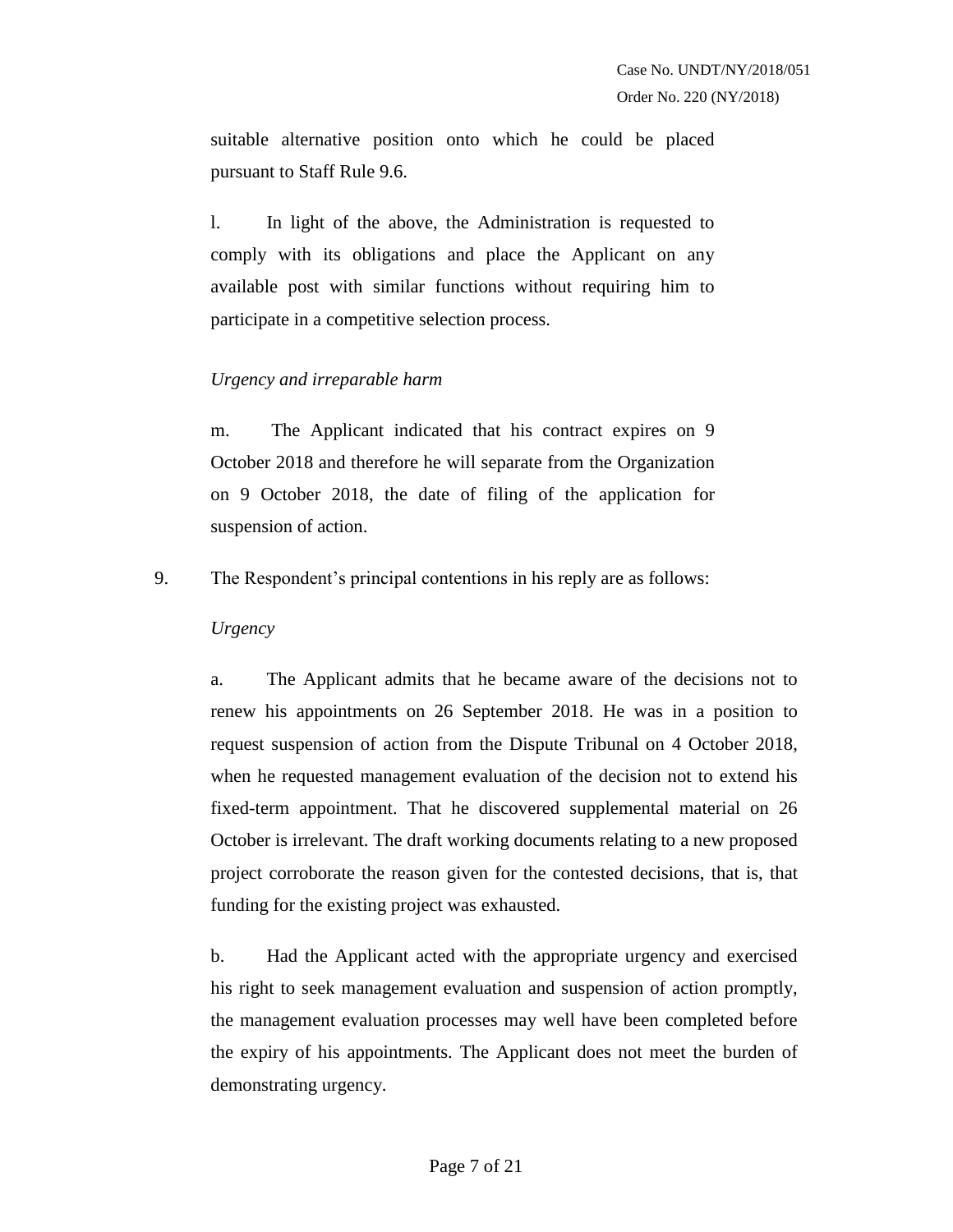suitable alternative position onto which he could be placed pursuant to Staff Rule 9.6.

l. In light of the above, the Administration is requested to comply with its obligations and place the Applicant on any available post with similar functions without requiring him to participate in a competitive selection process.

*Urgency and irreparable harm*

m. The Applicant indicated that his contract expires on 9 October 2018 and therefore he will separate from the Organization on 9 October 2018, the date of filing of the application for suspension of action.

9. The Respondent's principal contentions in his reply are as follows:

*Urgency*

a. The Applicant admits that he became aware of the decisions not to renew his appointments on 26 September 2018. He was in a position to request suspension of action from the Dispute Tribunal on 4 October 2018, when he requested management evaluation of the decision not to extend his fixed-term appointment. That he discovered supplemental material on 26 October is irrelevant. The draft working documents relating to a new proposed project corroborate the reason given for the contested decisions, that is, that funding for the existing project was exhausted.

b. Had the Applicant acted with the appropriate urgency and exercised his right to seek management evaluation and suspension of action promptly, the management evaluation processes may well have been completed before the expiry of his appointments. The Applicant does not meet the burden of demonstrating urgency.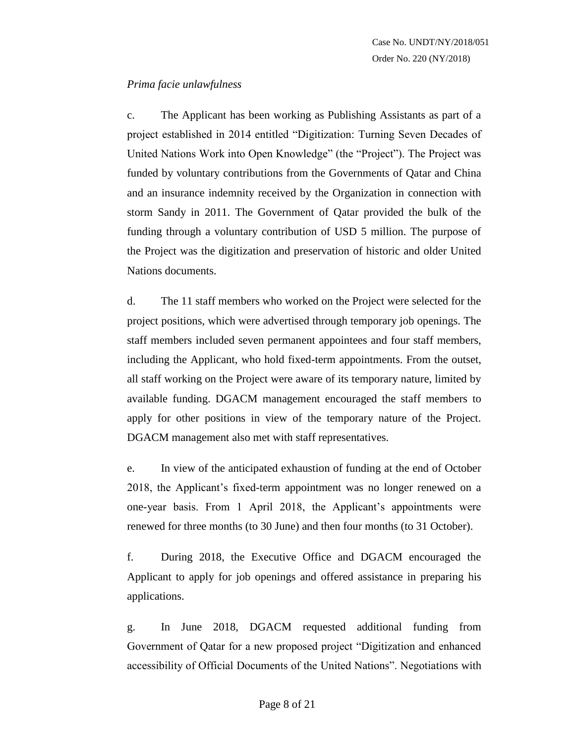*Prima facie unlawfulness*

c. The Applicant has been working as Publishing Assistants as part of a project established in 2014 entitled “Digitization: Turning Seven Decades of United Nations Work into Open Knowledge” (the “Project”). The Project was funded by voluntary contributions from the Governments of Qatar and China and an insurance indemnity received by the Organization in connection with storm Sandy in 2011. The Government of Qatar provided the bulk of the funding through a voluntary contribution of USD 5 million. The purpose of the Project was the digitization and preservation of historic and older United Nations documents.

d. The 11 staff members who worked on the Project were selected for the project positions, which were advertised through temporary job openings. The staff members included seven permanent appointees and four staff members, including the Applicant, who hold fixed-term appointments. From the outset, all staff working on the Project were aware of its temporary nature, limited by available funding. DGACM management encouraged the staff members to apply for other positions in view of the temporary nature of the Project. DGACM management also met with staff representatives.

e. In view of the anticipated exhaustion of funding at the end of October 2018, the Applicant’s fixed-term appointment was no longer renewed on a one-year basis. From 1 April 2018, the Applicant’s appointments were renewed for three months (to 30 June) and then four months (to 31 October).

f. During 2018, the Executive Office and DGACM encouraged the Applicant to apply for job openings and offered assistance in preparing his applications.

g. In June 2018, DGACM requested additional funding from Government of Qatar for a new proposed project “Digitization and enhanced accessibility of Official Documents of the United Nations”. Negotiations with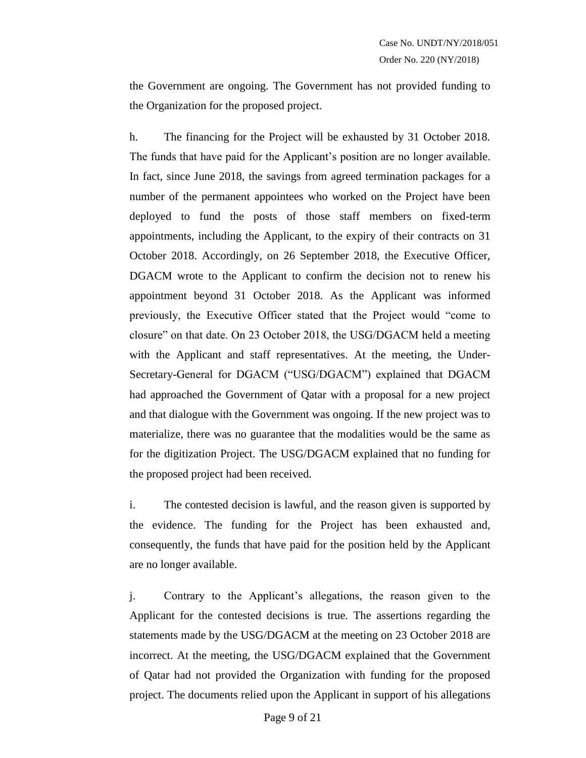the Government are ongoing. The Government has not provided funding to the Organization for the proposed project.

h. The financing for the Project will be exhausted by 31 October 2018. The funds that have paid for the Applicant's position are no longer available. In fact, since June 2018, the savings from agreed termination packages for a number of the permanent appointees who worked on the Project have been deployed to fund the posts of those staff members on fixed-term appointments, including the Applicant, to the expiry of their contracts on 31 October 2018. Accordingly, on 26 September 2018, the Executive Officer, DGACM wrote to the Applicant to confirm the decision not to renew his appointment beyond 31 October 2018. As the Applicant was informed previously, the Executive Officer stated that the Project would "come to closure" on that date. On 23 October 2018, the USG/DGACM held a meeting with the Applicant and staff representatives. At the meeting, the Under-Secretary-General for DGACM ("USG/DGACM") explained that DGACM had approached the Government of Qatar with a proposal for a new project and that dialogue with the Government was ongoing. If the new project was to materialize, there was no guarantee that the modalities would be the same as for the digitization Project. The USG/DGACM explained that no funding for the proposed project had been received.

i. The contested decision is lawful, and the reason given is supported by the evidence. The funding for the Project has been exhausted and, consequently, the funds that have paid for the position held by the Applicant are no longer available.

j. Contrary to the Applicant's allegations, the reason given to the Applicant for the contested decisions is true. The assertions regarding the statements made by the USG/DGACM at the meeting on 23 October 2018 are incorrect. At the meeting, the USG/DGACM explained that the Government of Qatar had not provided the Organization with funding for the proposed project. The documents relied upon the Applicant in support of his allegations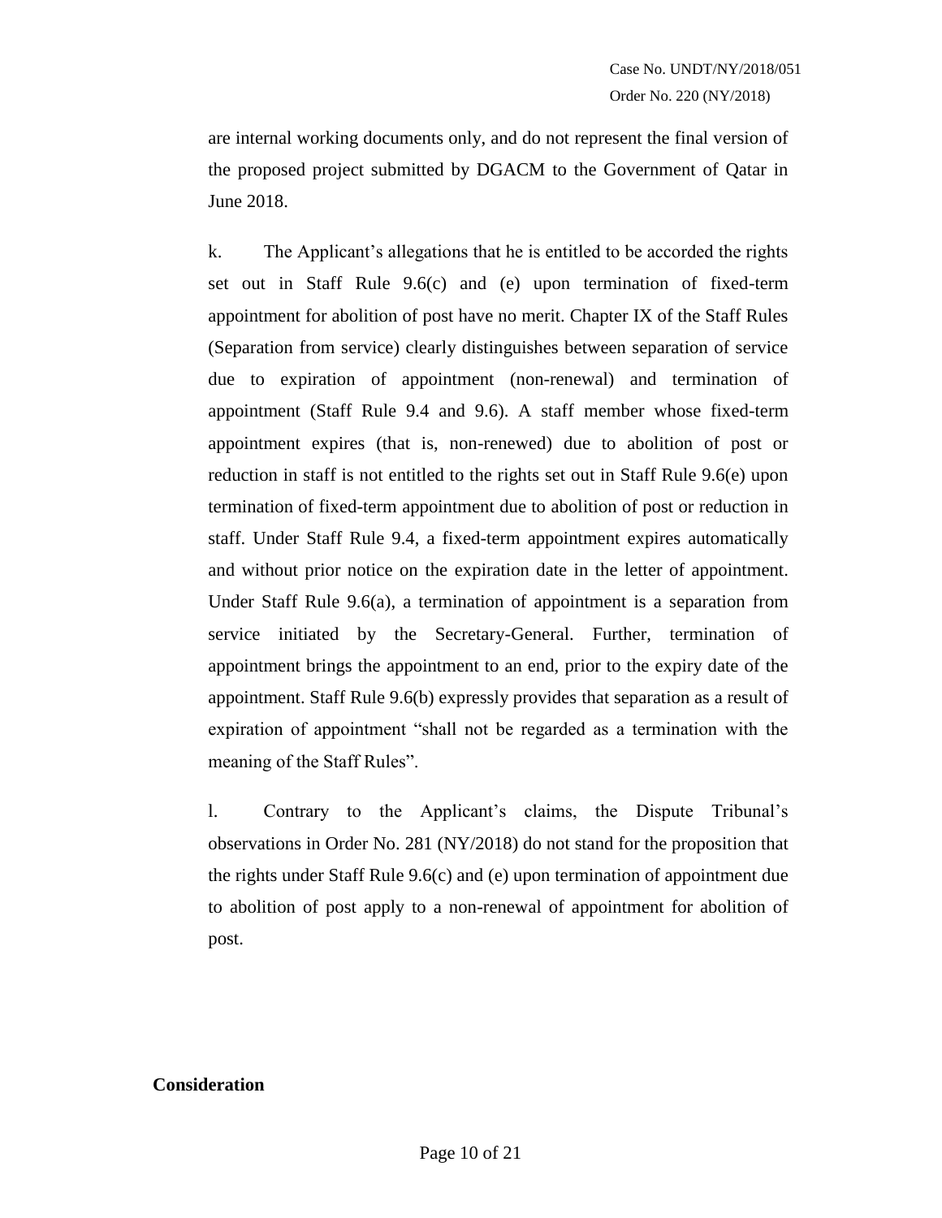are internal working documents only, and do not represent the final version of the proposed project submitted by DGACM to the Government of Qatar in June 2018.

k. The Applicant's allegations that he is entitled to be accorded the rights set out in Staff Rule 9.6(c) and (e) upon termination of fixed-term appointment for abolition of post have no merit. Chapter IX of the Staff Rules (Separation from service) clearly distinguishes between separation of service due to expiration of appointment (non-renewal) and termination of appointment (Staff Rule 9.4 and 9.6). A staff member whose fixed-term appointment expires (that is, non-renewed) due to abolition of post or reduction in staff is not entitled to the rights set out in Staff Rule 9.6(e) upon termination of fixed-term appointment due to abolition of post or reduction in staff. Under Staff Rule 9.4, a fixed-term appointment expires automatically and without prior notice on the expiration date in the letter of appointment. Under Staff Rule 9.6(a), a termination of appointment is a separation from service initiated by the Secretary-General. Further, termination of appointment brings the appointment to an end, prior to the expiry date of the appointment. Staff Rule 9.6(b) expressly provides that separation as a result of expiration of appointment "shall not be regarded as a termination with the meaning of the Staff Rules".

l. Contrary to the Applicant's claims, the Dispute Tribunal's observations in Order No. 281 (NY/2018) do not stand for the proposition that the rights under Staff Rule 9.6(c) and (e) upon termination of appointment due to abolition of post apply to a non-renewal of appointment for abolition of post.

## Consideration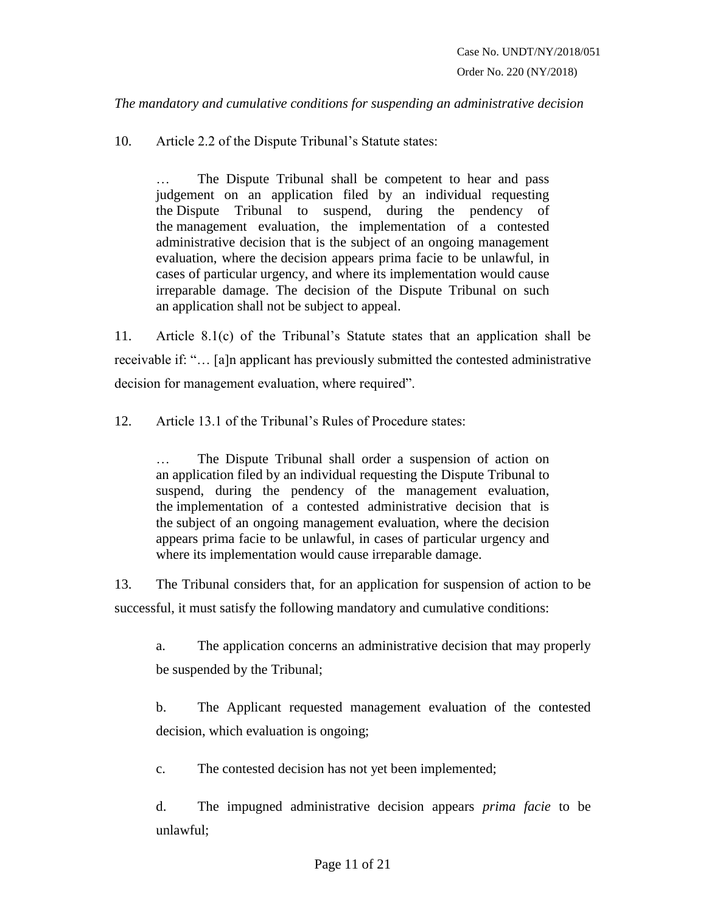*The mandatory and cumulative conditions for suspending an administrative decision*

10. Article 2.2 of the Dispute Tribunal's Statute states:

> … The Dispute Tribunal shall be competent to hear and pass judgement on an application filed by an individual requesting the Dispute Tribunal to suspend, during the pendency of the management evaluation, the implementation of a contested administrative decision that is the subject of an ongoing management evaluation, where the decision appears prima facie to be unlawful, in cases of particular urgency, and where its implementation would cause irreparable damage. The decision of the Dispute Tribunal on such an application shall not be subject to appeal.

11. Article 8.1(c) of the Tribunal's Statute states that an application shall be receivable if: "… [a]n applicant has previously submitted the contested administrative decision for management evaluation, where required".

12. Article 13.1 of the Tribunal's Rules of Procedure states:

> … The Dispute Tribunal shall order a suspension of action on an application filed by an individual requesting the Dispute Tribunal to suspend, during the pendency of the management evaluation, the implementation of a contested administrative decision that is the subject of an ongoing management evaluation, where the decision appears prima facie to be unlawful, in cases of particular urgency and where its implementation would cause irreparable damage.

13. The Tribunal considers that, for an application for suspension of action to be successful, it must satisfy the following mandatory and cumulative conditions:

a. The application concerns an administrative decision that may properly be suspended by the Tribunal;

b. The Applicant requested management evaluation of the contested decision, which evaluation is ongoing;

c. The contested decision has not yet been implemented;

d. The impugned administrative decision appears *prima facie* to be unlawful;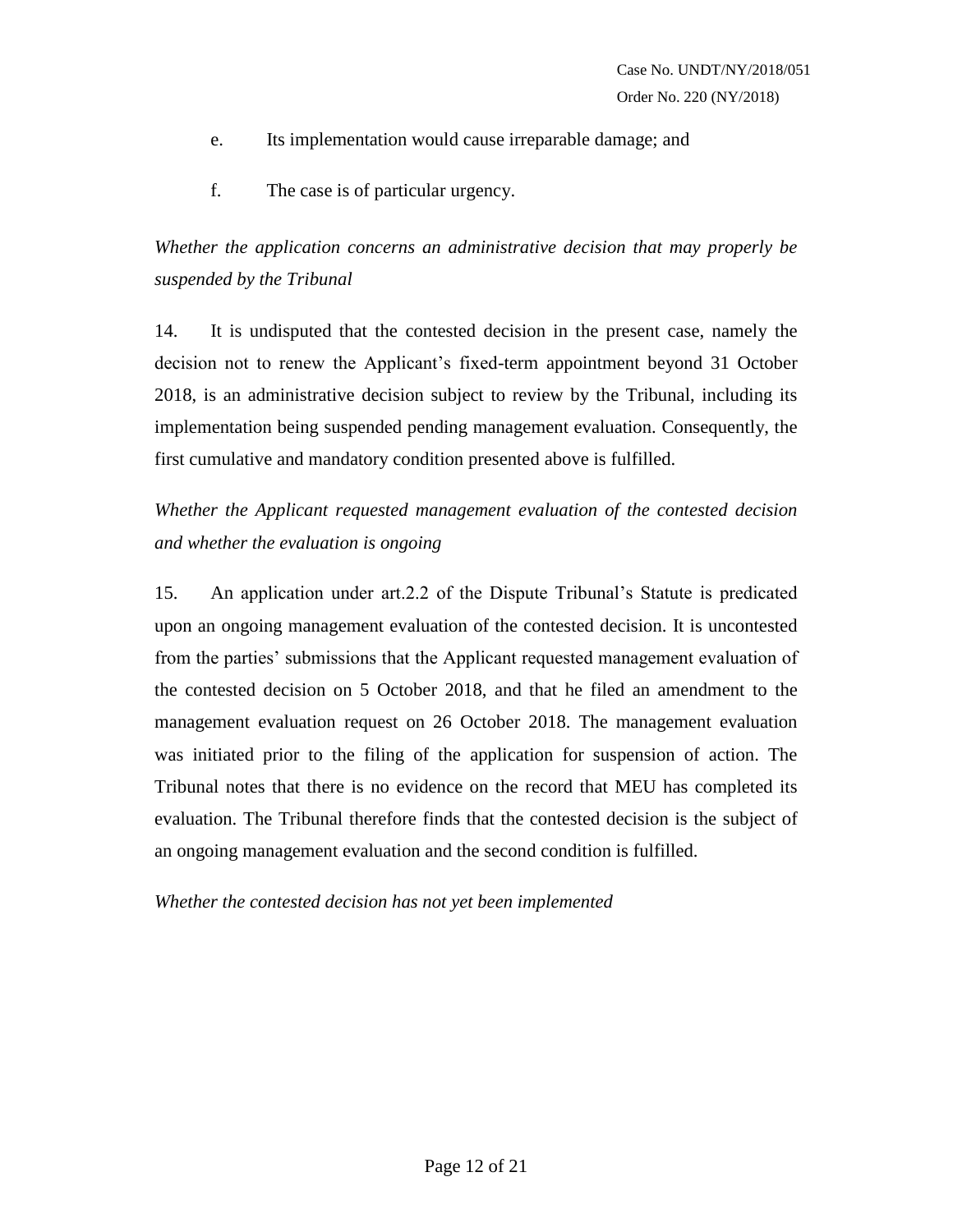e. Its implementation would cause irreparable damage; and

f. The case is of particular urgency.

*Whether the application concerns an administrative decision that may properly be suspended by the Tribunal*

14. It is undisputed that the contested decision in the present case, namely the decision not to renew the Applicant's fixed-term appointment beyond 31 October 2018, is an administrative decision subject to review by the Tribunal, including its implementation being suspended pending management evaluation. Consequently, the first cumulative and mandatory condition presented above is fulfilled.

*Whether the Applicant requested management evaluation of the contested decision and whether the evaluation is ongoing*

15. An application under art.2.2 of the Dispute Tribunal's Statute is predicated upon an ongoing management evaluation of the contested decision. It is uncontested from the parties' submissions that the Applicant requested management evaluation of the contested decision on 5 October 2018, and that he filed an amendment to the management evaluation request on 26 October 2018. The management evaluation was initiated prior to the filing of the application for suspension of action. The Tribunal notes that there is no evidence on the record that MEU has completed its evaluation. The Tribunal therefore finds that the contested decision is the subject of an ongoing management evaluation and the second condition is fulfilled.

*Whether the contested decision has not yet been implemented*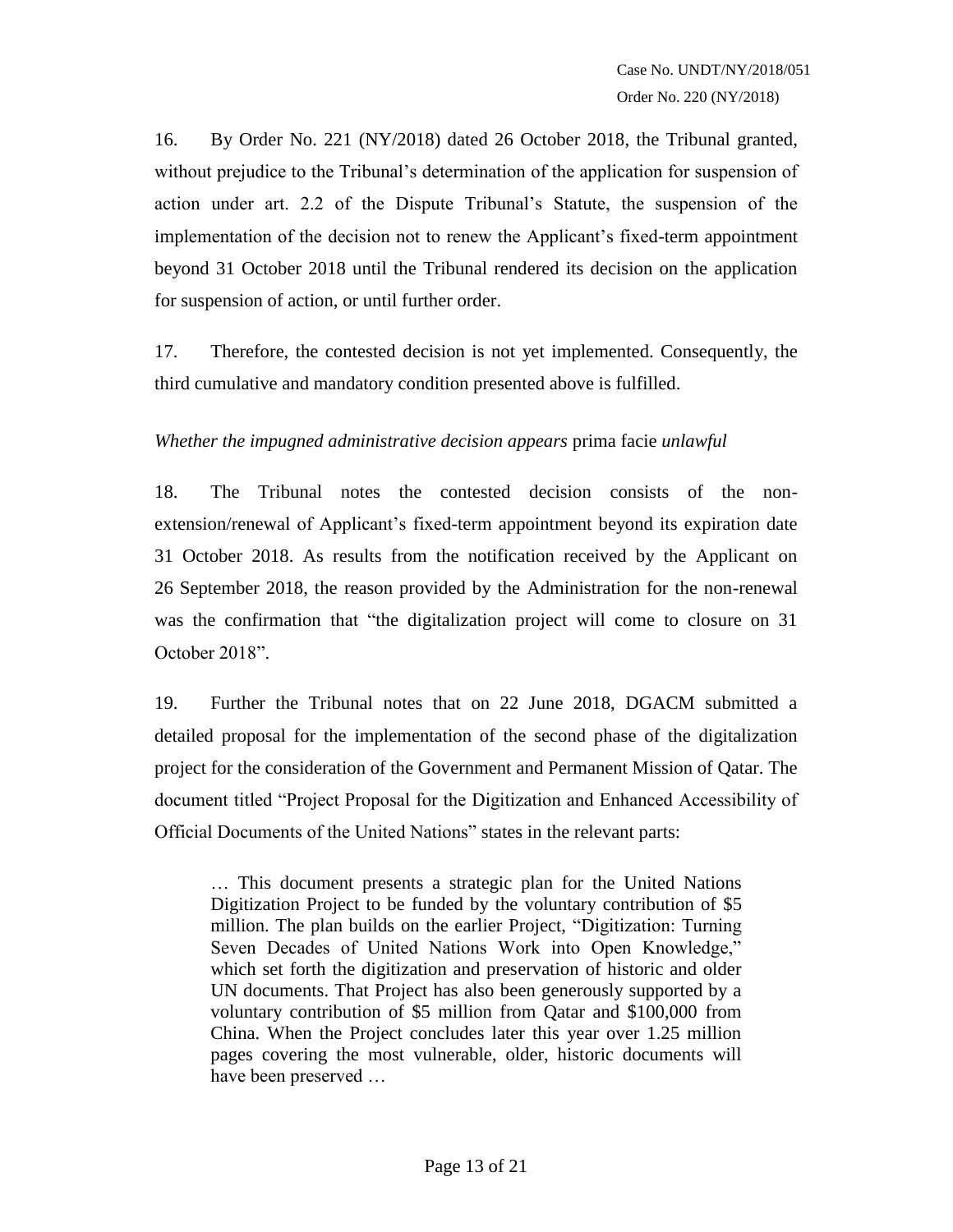16. By Order No. 221 (NY/2018) dated 26 October 2018, the Tribunal granted, without prejudice to the Tribunal's determination of the application for suspension of action under art. 2.2 of the Dispute Tribunal's Statute, the suspension of the implementation of the decision not to renew the Applicant's fixed-term appointment beyond 31 October 2018 until the Tribunal rendered its decision on the application for suspension of action, or until further order.

17. Therefore, the contested decision is not yet implemented. Consequently, the third cumulative and mandatory condition presented above is fulfilled.

*Whether the impugned administrative decision appears* prima facie *unlawful*

18. The Tribunal notes the contested decision consists of the non-extension/renewal of Applicant's fixed-term appointment beyond its expiration date 31 October 2018. As results from the notification received by the Applicant on 26 September 2018, the reason provided by the Administration for the non-renewal was the confirmation that "the digitalization project will come to closure on 31 October 2018".

19. Further the Tribunal notes that on 22 June 2018, DGACM submitted a detailed proposal for the implementation of the second phase of the digitalization project for the consideration of the Government and Permanent Mission of Qatar. The document titled "Project Proposal for the Digitization and Enhanced Accessibility of Official Documents of the United Nations" states in the relevant parts:

> … This document presents a strategic plan for the United Nations Digitization Project to be funded by the voluntary contribution of $5 million. The plan builds on the earlier Project, "Digitization: Turning Seven Decades of United Nations Work into Open Knowledge," which set forth the digitization and preservation of historic and older UN documents. That Project has also been generously supported by a voluntary contribution of $5 million from Qatar and $100,000 from China. When the Project concludes later this year over 1.25 million pages covering the most vulnerable, older, historic documents will have been preserved …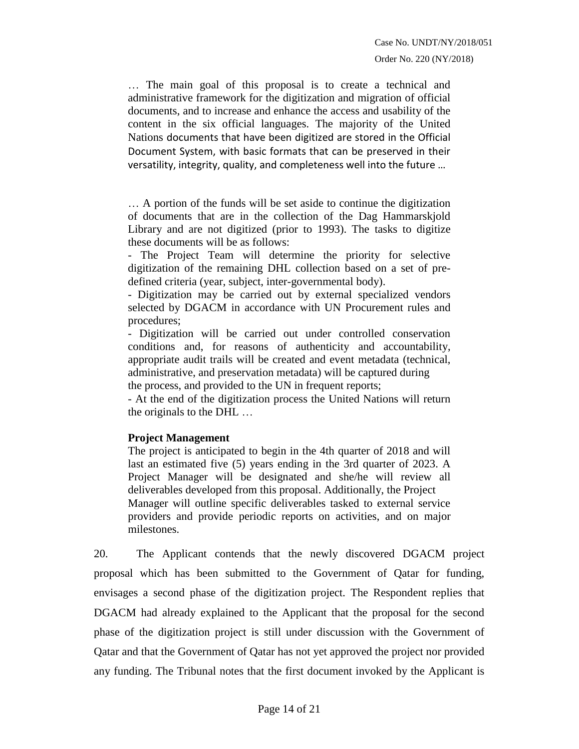… The main goal of this proposal is to create a technical and administrative framework for the digitization and migration of official documents, and to increase and enhance the access and usability of the content in the six official languages. The majority of the United Nations documents that have been digitized are stored in the Official Document System, with basic formats that can be preserved in their versatility, integrity, quality, and completeness well into the future …

… A portion of the funds will be set aside to continue the digitization of documents that are in the collection of the Dag Hammarskjold Library and are not digitized (prior to 1993). The tasks to digitize these documents will be as follows:

- The Project Team will determine the priority for selective digitization of the remaining DHL collection based on a set of pre-defined criteria (year, subject, inter-governmental body).
- Digitization may be carried out by external specialized vendors selected by DGACM in accordance with UN Procurement rules and procedures;
- Digitization will be carried out under controlled conservation conditions and, for reasons of authenticity and accountability, appropriate audit trails will be created and event metadata (technical, administrative, and preservation metadata) will be captured during the process, and provided to the UN in frequent reports;
- At the end of the digitization process the United Nations will return the originals to the DHL …

**Project Management**

The project is anticipated to begin in the 4th quarter of 2018 and will last an estimated five (5) years ending in the 3rd quarter of 2023. A Project Manager will be designated and she/he will review all deliverables developed from this proposal. Additionally, the Project Manager will outline specific deliverables tasked to external service providers and provide periodic reports on activities, and on major milestones.

20. The Applicant contends that the newly discovered DGACM project proposal which has been submitted to the Government of Qatar for funding, envisages a second phase of the digitization project. The Respondent replies that DGACM had already explained to the Applicant that the proposal for the second phase of the digitization project is still under discussion with the Government of Qatar and that the Government of Qatar has not yet approved the project nor provided any funding. The Tribunal notes that the first document invoked by the Applicant is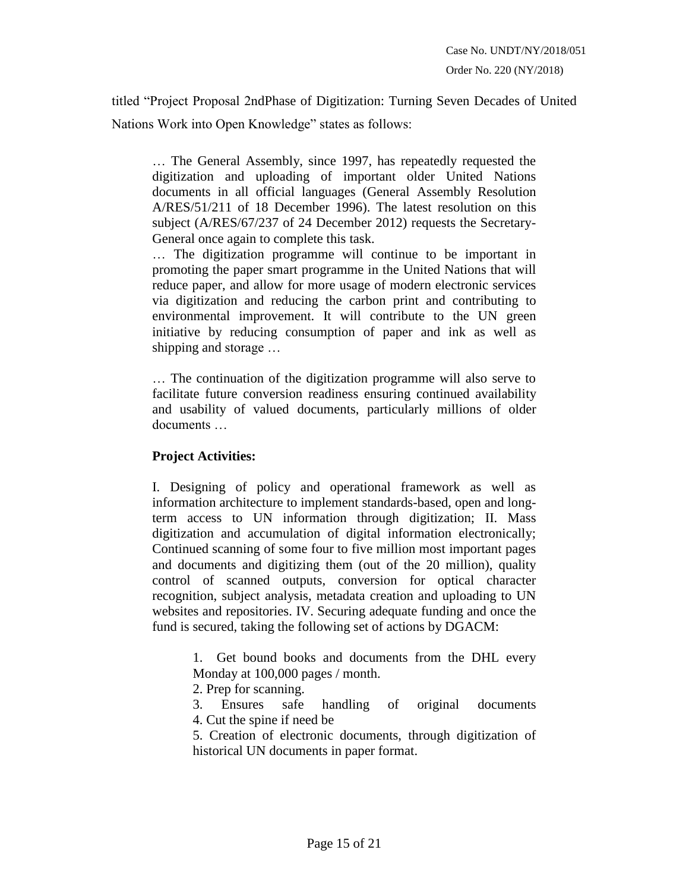titled "Project Proposal 2ndPhase of Digitization: Turning Seven Decades of United Nations Work into Open Knowledge" states as follows:

> … The General Assembly, since 1997, has repeatedly requested the digitization and uploading of important older United Nations documents in all official languages (General Assembly Resolution A/RES/51/211 of 18 December 1996). The latest resolution on this subject (A/RES/67/237 of 24 December 2012) requests the Secretary-General once again to complete this task.
>
> … The digitization programme will continue to be important in promoting the paper smart programme in the United Nations that will reduce paper, and allow for more usage of modern electronic services via digitization and reducing the carbon print and contributing to environmental improvement. It will contribute to the UN green initiative by reducing consumption of paper and ink as well as shipping and storage …
>
> … The continuation of the digitization programme will also serve to facilitate future conversion readiness ensuring continued availability and usability of valued documents, particularly millions of older documents …
>
> **Project Activities:**
>
> I. Designing of policy and operational framework as well as information architecture to implement standards-based, open and long-term access to UN information through digitization; II. Mass digitization and accumulation of digital information electronically; Continued scanning of some four to five million most important pages and documents and digitizing them (out of the 20 million), quality control of scanned outputs, conversion for optical character recognition, subject analysis, metadata creation and uploading to UN websites and repositories. IV. Securing adequate funding and once the fund is secured, taking the following set of actions by DGACM:
>
> > 1. Get bound books and documents from the DHL every Monday at 100,000 pages / month.
> > 2. Prep for scanning.
> > 3. Ensures safe handling of original documents
> > 4. Cut the spine if need be
> > 5. Creation of electronic documents, through digitization of historical UN documents in paper format.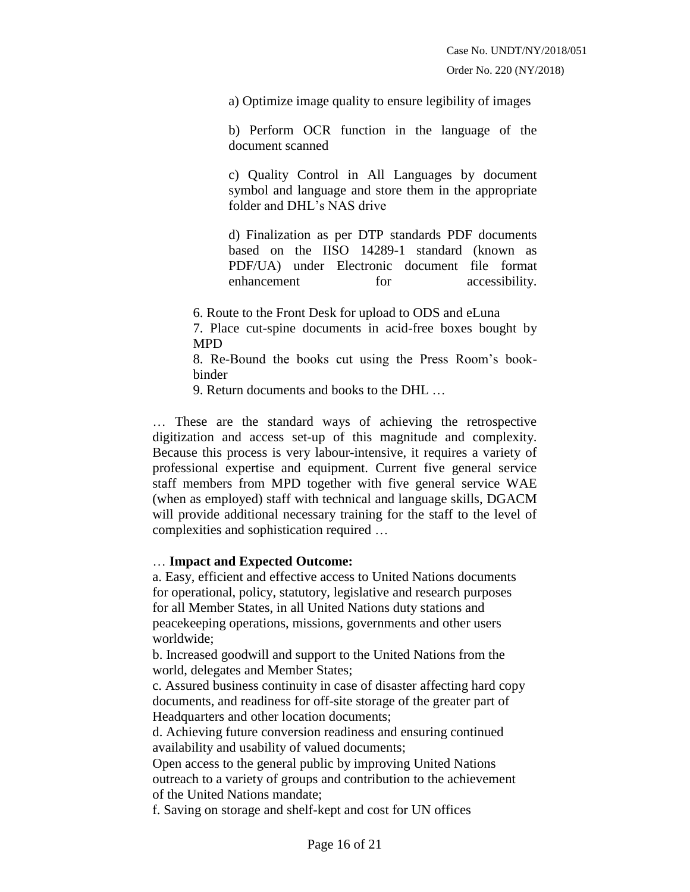a) Optimize image quality to ensure legibility of images

b) Perform OCR function in the language of the document scanned

c) Quality Control in All Languages by document symbol and language and store them in the appropriate folder and DHL's NAS drive

d) Finalization as per DTP standards PDF documents based on the IISO 14289-1 standard (known as PDF/UA) under Electronic document file format enhancement for accessibility.

6. Route to the Front Desk for upload to ODS and eLuna
7. Place cut-spine documents in acid-free boxes bought by MPD
8. Re-Bound the books cut using the Press Room's book-binder
9. Return documents and books to the DHL …

… These are the standard ways of achieving the retrospective digitization and access set-up of this magnitude and complexity. Because this process is very labour-intensive, it requires a variety of professional expertise and equipment. Current five general service staff members from MPD together with five general service WAE (when as employed) staff with technical and language skills, DGACM will provide additional necessary training for the staff to the level of complexities and sophistication required …

… **Impact and Expected Outcome:**

a. Easy, efficient and effective access to United Nations documents for operational, policy, statutory, legislative and research purposes for all Member States, in all United Nations duty stations and peacekeeping operations, missions, governments and other users worldwide;

b. Increased goodwill and support to the United Nations from the world, delegates and Member States;

c. Assured business continuity in case of disaster affecting hard copy documents, and readiness for off-site storage of the greater part of Headquarters and other location documents;

d. Achieving future conversion readiness and ensuring continued availability and usability of valued documents;

Open access to the general public by improving United Nations outreach to a variety of groups and contribution to the achievement of the United Nations mandate;

f. Saving on storage and shelf-kept and cost for UN offices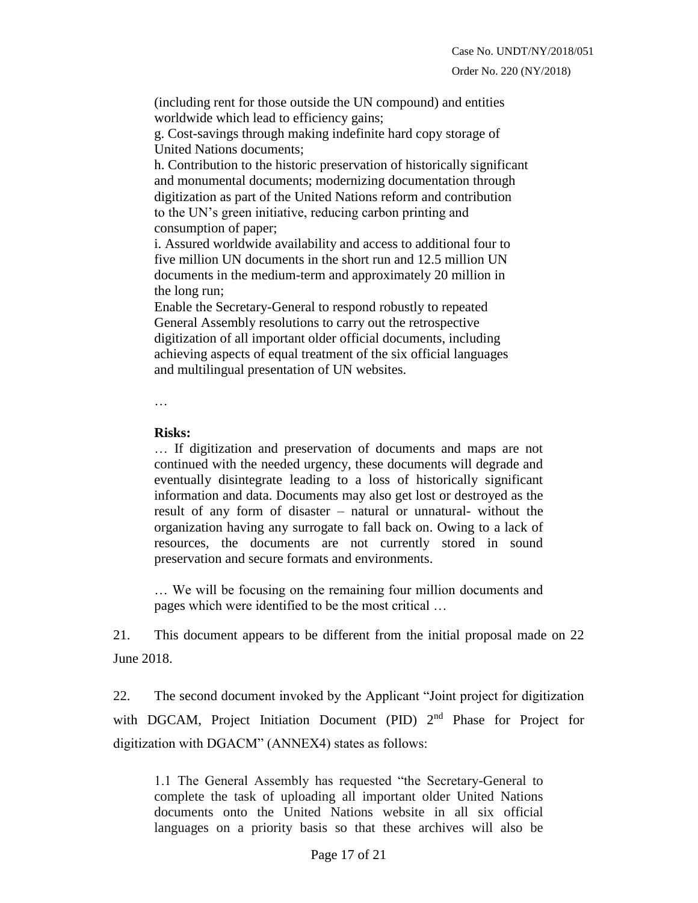(including rent for those outside the UN compound) and entities worldwide which lead to efficiency gains;

g. Cost-savings through making indefinite hard copy storage of United Nations documents;

h. Contribution to the historic preservation of historically significant and monumental documents; modernizing documentation through digitization as part of the United Nations reform and contribution to the UN's green initiative, reducing carbon printing and consumption of paper;

i. Assured worldwide availability and access to additional four to five million UN documents in the short run and 12.5 million UN documents in the medium-term and approximately 20 million in the long run;

Enable the Secretary-General to respond robustly to repeated General Assembly resolutions to carry out the retrospective digitization of all important older official documents, including achieving aspects of equal treatment of the six official languages and multilingual presentation of UN websites.

…

**Risks:**

… If digitization and preservation of documents and maps are not continued with the needed urgency, these documents will degrade and eventually disintegrate leading to a loss of historically significant information and data. Documents may also get lost or destroyed as the result of any form of disaster – natural or unnatural- without the organization having any surrogate to fall back on. Owing to a lack of resources, the documents are not currently stored in sound preservation and secure formats and environments.

… We will be focusing on the remaining four million documents and pages which were identified to be the most critical …

21. This document appears to be different from the initial proposal made on 22 June 2018.

22. The second document invoked by the Applicant "Joint project for digitization with DGCAM, Project Initiation Document (PID) 2nd Phase for Project for digitization with DGACM" (ANNEX4) states as follows:

1.1 The General Assembly has requested "the Secretary-General to complete the task of uploading all important older United Nations documents onto the United Nations website in all six official languages on a priority basis so that these archives will also be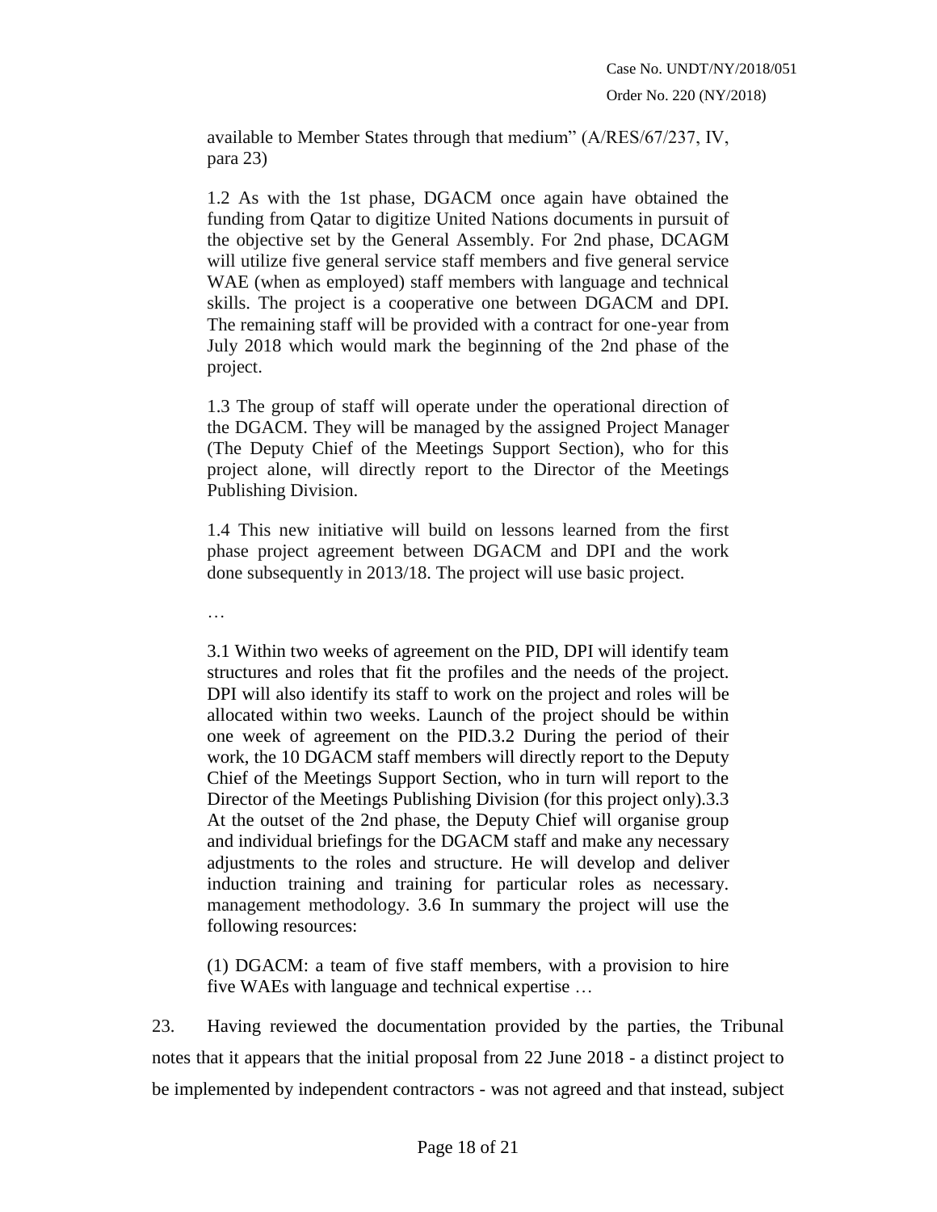> available to Member States through that medium" (A/RES/67/237, IV, para 23)
>
> 1.2 As with the 1st phase, DGACM once again have obtained the funding from Qatar to digitize United Nations documents in pursuit of the objective set by the General Assembly. For 2nd phase, DCAGM will utilize five general service staff members and five general service WAE (when as employed) staff members with language and technical skills. The project is a cooperative one between DGACM and DPI. The remaining staff will be provided with a contract for one-year from July 2018 which would mark the beginning of the 2nd phase of the project.
>
> 1.3 The group of staff will operate under the operational direction of the DGACM. They will be managed by the assigned Project Manager (The Deputy Chief of the Meetings Support Section), who for this project alone, will directly report to the Director of the Meetings Publishing Division.
>
> 1.4 This new initiative will build on lessons learned from the first phase project agreement between DGACM and DPI and the work done subsequently in 2013/18. The project will use basic project.
>
> …
>
> 3.1 Within two weeks of agreement on the PID, DPI will identify team structures and roles that fit the profiles and the needs of the project. DPI will also identify its staff to work on the project and roles will be allocated within two weeks. Launch of the project should be within one week of agreement on the PID.3.2 During the period of their work, the 10 DGACM staff members will directly report to the Deputy Chief of the Meetings Support Section, who in turn will report to the Director of the Meetings Publishing Division (for this project only).3.3 At the outset of the 2nd phase, the Deputy Chief will organise group and individual briefings for the DGACM staff and make any necessary adjustments to the roles and structure. He will develop and deliver induction training and training for particular roles as necessary. management methodology. 3.6 In summary the project will use the following resources:
>
> (1) DGACM: a team of five staff members, with a provision to hire five WAEs with language and technical expertise …

23. Having reviewed the documentation provided by the parties, the Tribunal notes that it appears that the initial proposal from 22 June 2018 - a distinct project to be implemented by independent contractors - was not agreed and that instead, subject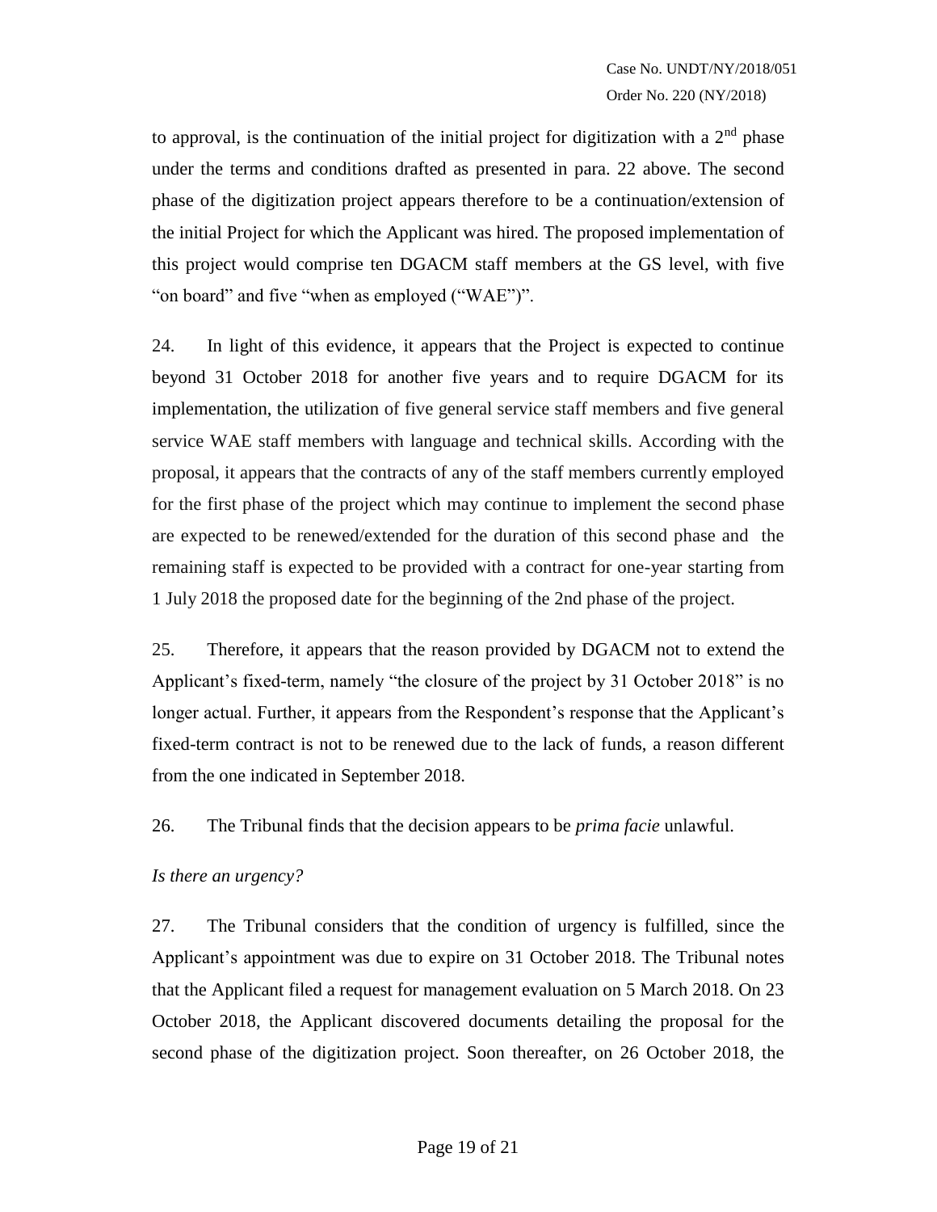to approval, is the continuation of the initial project for digitization with a 2nd phase under the terms and conditions drafted as presented in para. 22 above. The second phase of the digitization project appears therefore to be a continuation/extension of the initial Project for which the Applicant was hired. The proposed implementation of this project would comprise ten DGACM staff members at the GS level, with five "on board" and five "when as employed ("WAE")".

24. In light of this evidence, it appears that the Project is expected to continue beyond 31 October 2018 for another five years and to require DGACM for its implementation, the utilization of five general service staff members and five general service WAE staff members with language and technical skills. According with the proposal, it appears that the contracts of any of the staff members currently employed for the first phase of the project which may continue to implement the second phase are expected to be renewed/extended for the duration of this second phase and the remaining staff is expected to be provided with a contract for one-year starting from 1 July 2018 the proposed date for the beginning of the 2nd phase of the project.

25. Therefore, it appears that the reason provided by DGACM not to extend the Applicant's fixed-term, namely "the closure of the project by 31 October 2018" is no longer actual. Further, it appears from the Respondent's response that the Applicant's fixed-term contract is not to be renewed due to the lack of funds, a reason different from the one indicated in September 2018.

26. The Tribunal finds that the decision appears to be *prima facie* unlawful.

*Is there an urgency?*

27. The Tribunal considers that the condition of urgency is fulfilled, since the Applicant's appointment was due to expire on 31 October 2018. The Tribunal notes that the Applicant filed a request for management evaluation on 5 March 2018. On 23 October 2018, the Applicant discovered documents detailing the proposal for the second phase of the digitization project. Soon thereafter, on 26 October 2018, the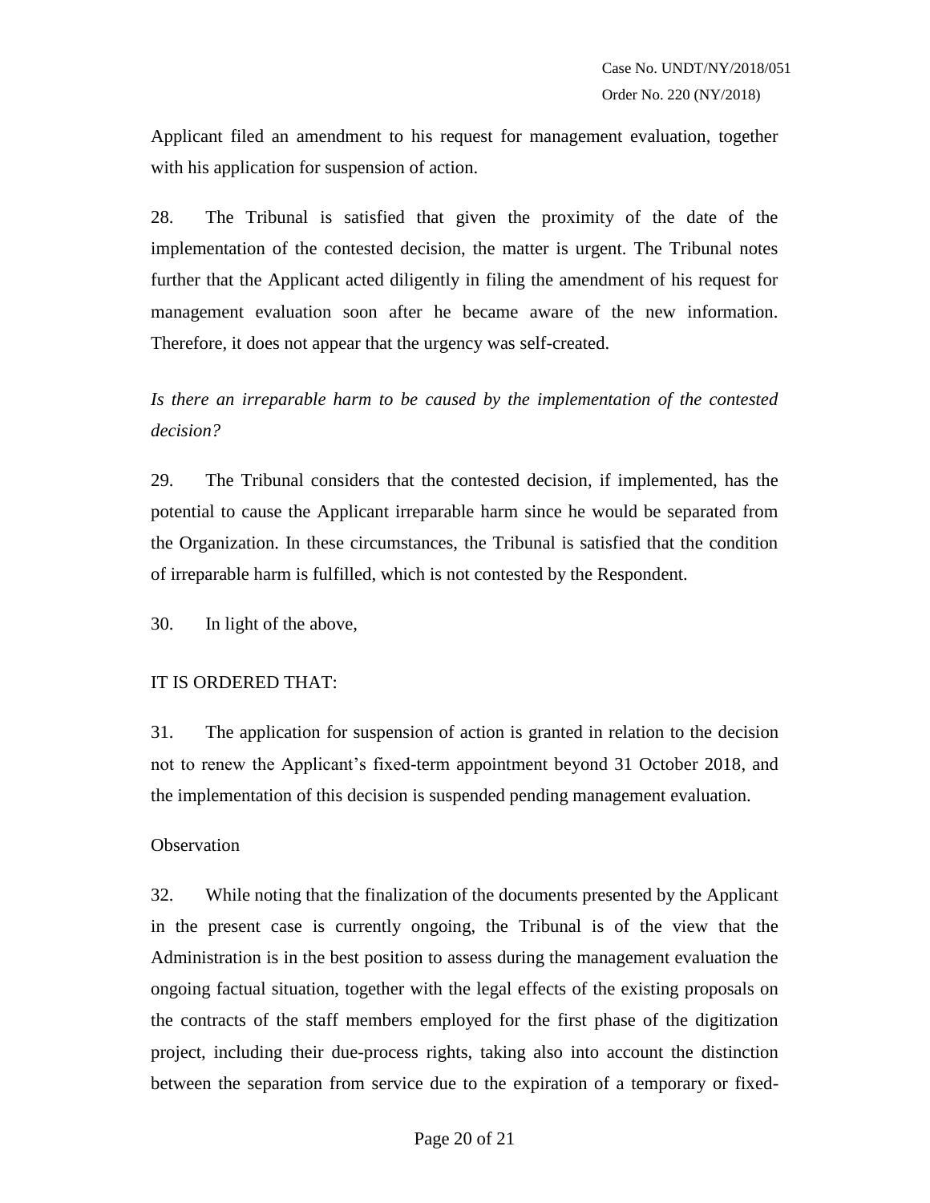Applicant filed an amendment to his request for management evaluation, together with his application for suspension of action.

28. The Tribunal is satisfied that given the proximity of the date of the implementation of the contested decision, the matter is urgent. The Tribunal notes further that the Applicant acted diligently in filing the amendment of his request for management evaluation soon after he became aware of the new information. Therefore, it does not appear that the urgency was self-created.

*Is there an irreparable harm to be caused by the implementation of the contested decision?*

29. The Tribunal considers that the contested decision, if implemented, has the potential to cause the Applicant irreparable harm since he would be separated from the Organization. In these circumstances, the Tribunal is satisfied that the condition of irreparable harm is fulfilled, which is not contested by the Respondent.

30. In light of the above,

IT IS ORDERED THAT:

31. The application for suspension of action is granted in relation to the decision not to renew the Applicant's fixed-term appointment beyond 31 October 2018, and the implementation of this decision is suspended pending management evaluation.

Observation

32. While noting that the finalization of the documents presented by the Applicant in the present case is currently ongoing, the Tribunal is of the view that the Administration is in the best position to assess during the management evaluation the ongoing factual situation, together with the legal effects of the existing proposals on the contracts of the staff members employed for the first phase of the digitization project, including their due-process rights, taking also into account the distinction between the separation from service due to the expiration of a temporary or fixed-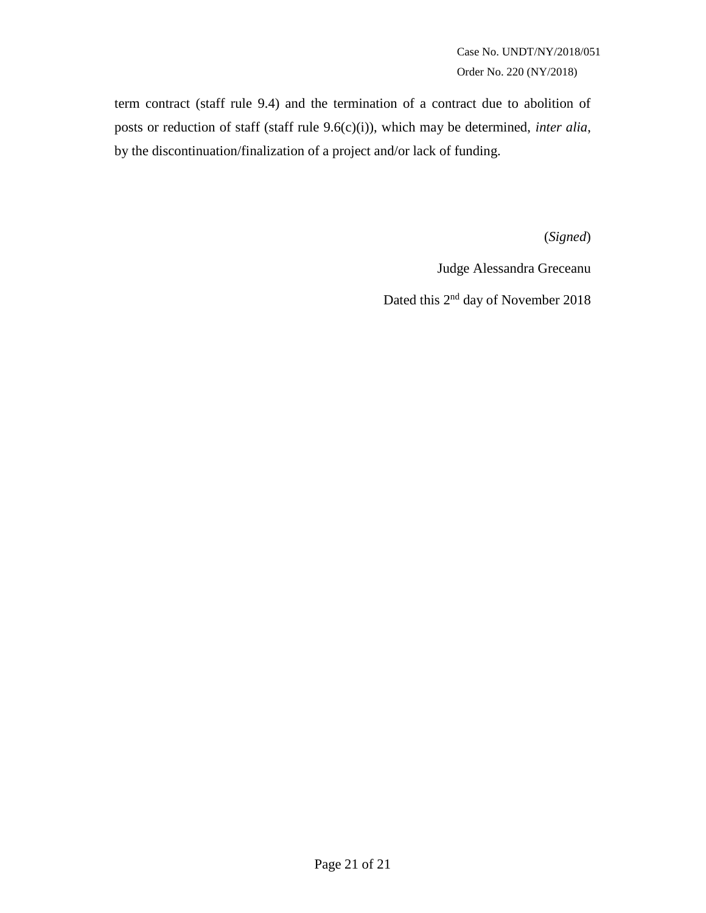term contract (staff rule 9.4) and the termination of a contract due to abolition of posts or reduction of staff (staff rule 9.6(c)(i)), which may be determined, *inter alia*, by the discontinuation/finalization of a project and/or lack of funding.

(*Signed*)

Judge Alessandra Greceanu

Dated this 2nd day of November 2018